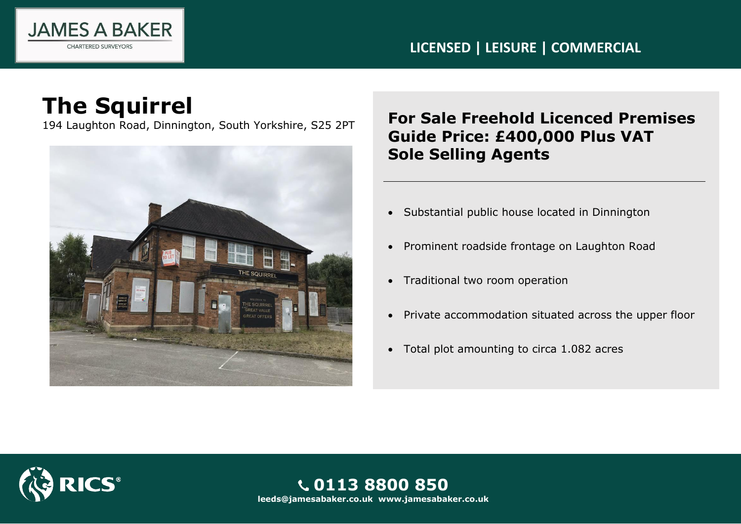JAMES A BAKER
CHARTERED SURVEYORS

LICENSED | LEISURE | COMMERCIAL

# The Squirrel

194 Laughton Road, Dinnington, South Yorkshire, S25 2PT

**For Sale Freehold Licenced Premises**
**Guide Price: £400,000 Plus VAT**
**Sole Selling Agents**

- Substantial public house located in Dinnington
- Prominent roadside frontage on Laughton Road
- Traditional two room operation
- Private accommodation situated across the upper floor
- Total plot amounting to circa 1.082 acres

**0113 8800 850**
**leeds@jamesabaker.co.uk www.jamesabaker.co.uk**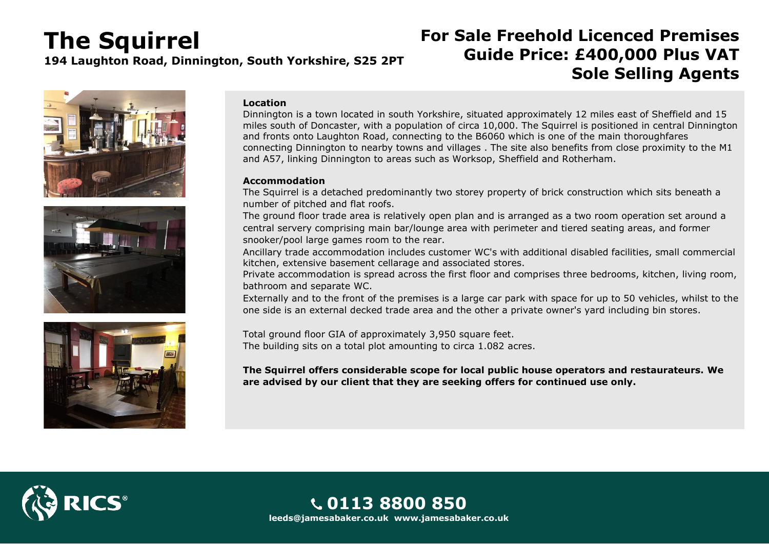# The Squirrel

**194 Laughton Road, Dinnington, South Yorkshire, S25 2PT**

## For Sale Freehold Licenced Premises
## Guide Price: £400,000 Plus VAT
## Sole Selling Agents

**Location**

Dinnington is a town located in south Yorkshire, situated approximately 12 miles east of Sheffield and 15 miles south of Doncaster, with a population of circa 10,000. The Squirrel is positioned in central Dinnington and fronts onto Laughton Road, connecting to the B6060 which is one of the main thoroughfares connecting Dinnington to nearby towns and villages . The site also benefits from close proximity to the M1 and A57, linking Dinnington to areas such as Worksop, Sheffield and Rotherham.

**Accommodation**

The Squirrel is a detached predominantly two storey property of brick construction which sits beneath a number of pitched and flat roofs.

The ground floor trade area is relatively open plan and is arranged as a two room operation set around a central servery comprising main bar/lounge area with perimeter and tiered seating areas, and former snooker/pool large games room to the rear.

Ancillary trade accommodation includes customer WC's with additional disabled facilities, small commercial kitchen, extensive basement cellarage and associated stores.

Private accommodation is spread across the first floor and comprises three bedrooms, kitchen, living room, bathroom and separate WC.

Externally and to the front of the premises is a large car park with space for up to 50 vehicles, whilst to the one side is an external decked trade area and the other a private owner's yard including bin stores.

Total ground floor GIA of approximately 3,950 square feet.
The building sits on a total plot amounting to circa 1.082 acres.

**The Squirrel offers considerable scope for local public house operators and restaurateurs. We are advised by our client that they are seeking offers for continued use only.**

RICS®

**0113 8800 850**

**leeds@jamesabaker.co.uk www.jamesabaker.co.uk**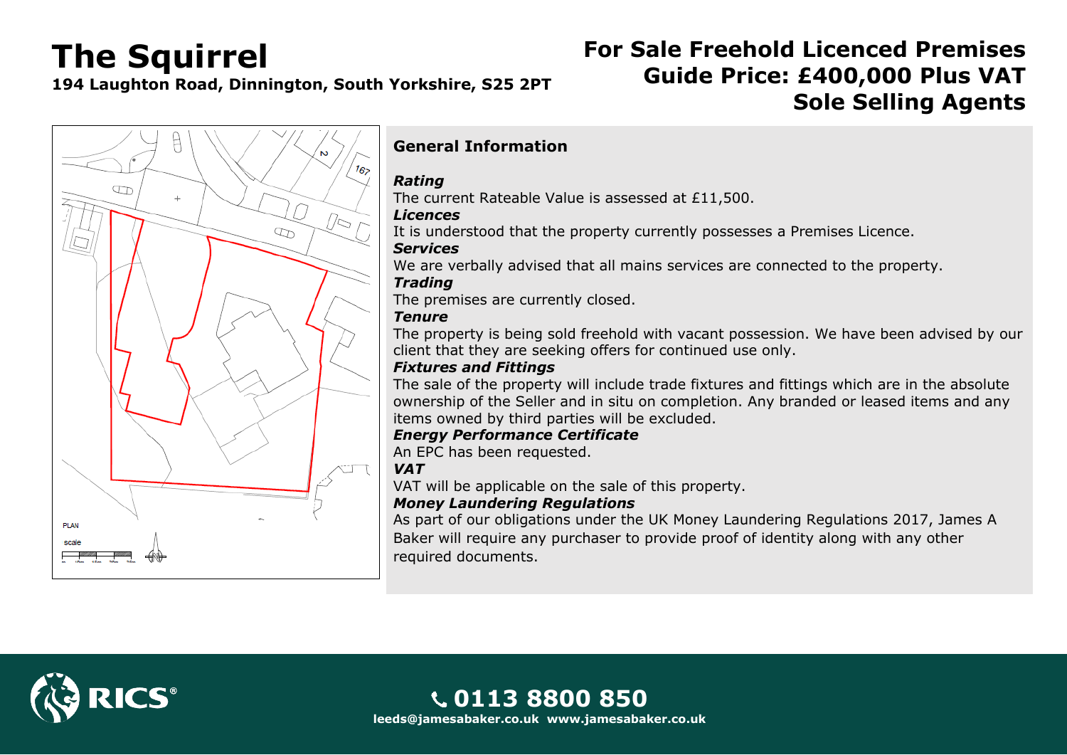# The Squirrel

**194 Laughton Road, Dinnington, South Yorkshire, S25 2PT**

## For Sale Freehold Licenced Premises
## Guide Price: £400,000 Plus VAT
## Sole Selling Agents

### General Information

***Rating***
The current Rateable Value is assessed at £11,500.

***Licences***
It is understood that the property currently possesses a Premises Licence.

***Services***
We are verbally advised that all mains services are connected to the property.

***Trading***
The premises are currently closed.

***Tenure***
The property is being sold freehold with vacant possession. We have been advised by our client that they are seeking offers for continued use only.

***Fixtures and Fittings***
The sale of the property will include trade fixtures and fittings which are in the absolute ownership of the Seller and in situ on completion. Any branded or leased items and any items owned by third parties will be excluded.

***Energy Performance Certificate***
An EPC has been requested.

***VAT***
VAT will be applicable on the sale of this property.

***Money Laundering Regulations***
As part of our obligations under the UK Money Laundering Regulations 2017, James A Baker will require any purchaser to provide proof of identity along with any other required documents.

**0113 8800 850**
**leeds@jamesabaker.co.uk www.jamesabaker.co.uk**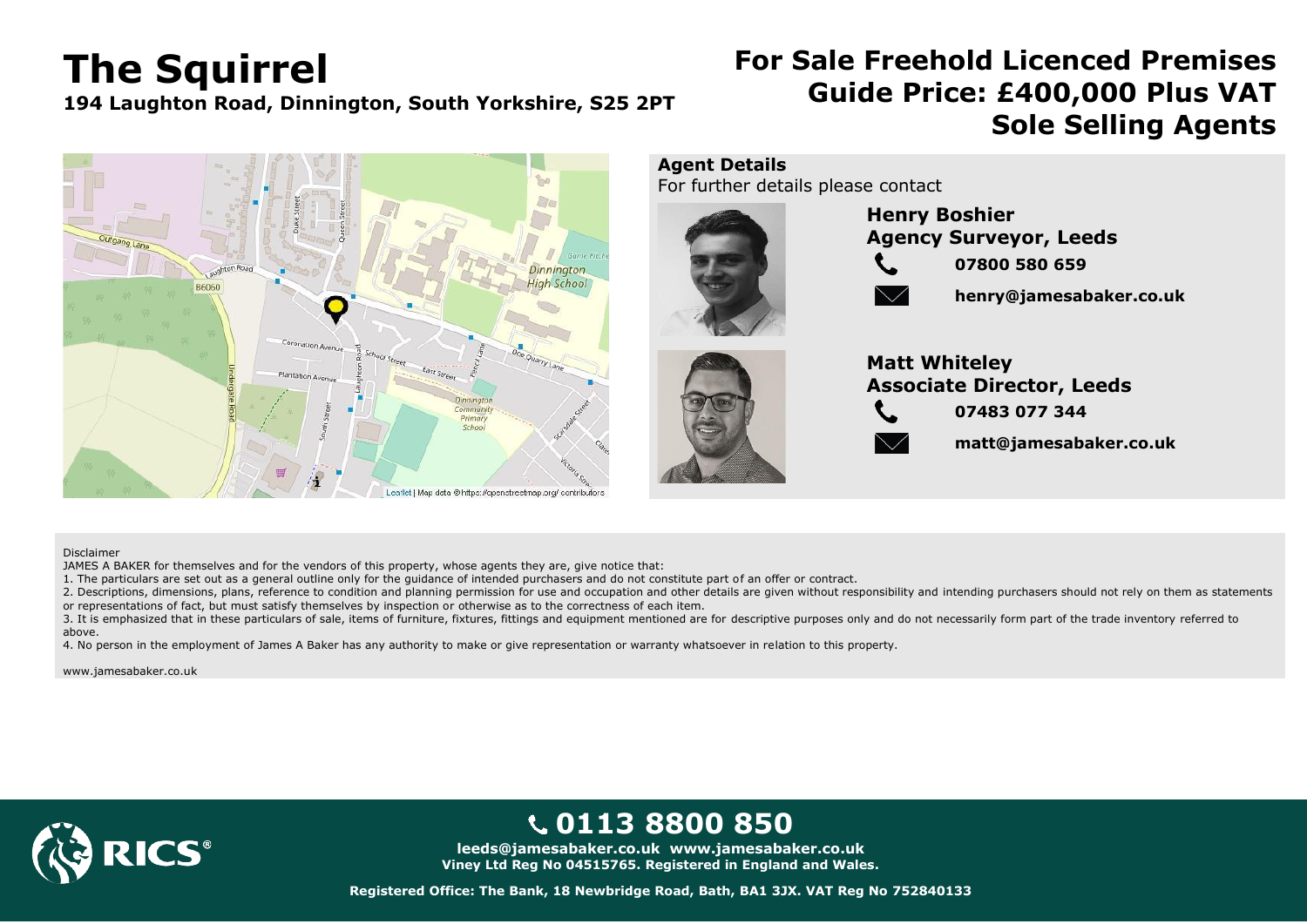# The Squirrel

**194 Laughton Road, Dinnington, South Yorkshire, S25 2PT**

## For Sale Freehold Licenced Premises
## Guide Price: £400,000 Plus VAT
## Sole Selling Agents

Leaflet | Map data © https://openstreetmap.org/ contributors

### Agent Details

For further details please contact

**Henry Boshier**
**Agency Surveyor, Leeds**

**07800 580 659**

**henry@jamesabaker.co.uk**

**Matt Whiteley**
**Associate Director, Leeds**

**07483 077 344**

**matt@jamesabaker.co.uk**

Disclaimer

JAMES A BAKER for themselves and for the vendors of this property, whose agents they are, give notice that:

1. The particulars are set out as a general outline only for the guidance of intended purchasers and do not constitute part of an offer or contract.
2. Descriptions, dimensions, plans, reference to condition and planning permission for use and occupation and other details are given without responsibility and intending purchasers should not rely on them as statements or representations of fact, but must satisfy themselves by inspection or otherwise as to the correctness of each item.
3. It is emphasized that in these particulars of sale, items of furniture, fixtures, fittings and equipment mentioned are for descriptive purposes only and do not necessarily form part of the trade inventory referred to above.
4. No person in the employment of James A Baker has any authority to make or give representation or warranty whatsoever in relation to this property.

www.jamesabaker.co.uk

RICS®

**0113 8800 850**

**leeds@jamesabaker.co.uk www.jamesabaker.co.uk**
**Viney Ltd Reg No 04515765. Registered in England and Wales.**

**Registered Office: The Bank, 18 Newbridge Road, Bath, BA1 3JX. VAT Reg No 752840133**